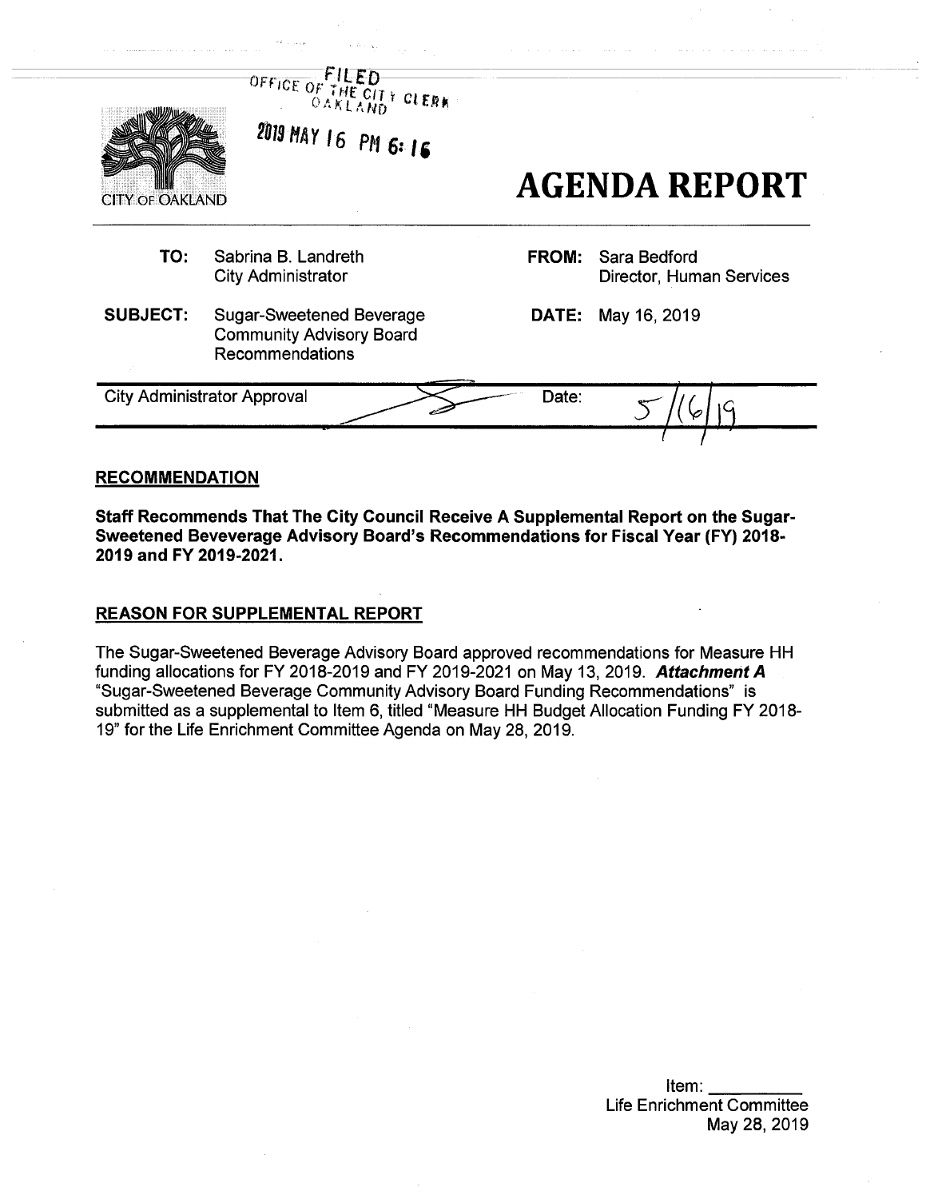FILED
OFFICE OF THE CITY CLERK
OAKLAND

2019 MAY 16 PM 6:16

CITY OF OAKLAND

# AGENDA REPORT

| | | | |
|---|---|---|---|
| **TO:** | Sabrina B. Landreth<br>City Administrator | **FROM:** | Sara Bedford<br>Director, Human Services |
| **SUBJECT:** | Sugar-Sweetened Beverage Community Advisory Board Recommendations | **DATE:** | May 16, 2019 |

| City Administrator Approval | | Date: | 5/16/19 |
|---|---|---|---|

## RECOMMENDATION

**Staff Recommends That The City Council Receive A Supplemental Report on the Sugar-Sweetened Beveverage Advisory Board's Recommendations for Fiscal Year (FY) 2018-2019 and FY 2019-2021.**

## REASON FOR SUPPLEMENTAL REPORT

The Sugar-Sweetened Beverage Advisory Board approved recommendations for Measure HH funding allocations for FY 2018-2019 and FY 2019-2021 on May 13, 2019. ***Attachment A*** "Sugar-Sweetened Beverage Community Advisory Board Funding Recommendations" is submitted as a supplemental to Item 6, titled "Measure HH Budget Allocation Funding FY 2018-19" for the Life Enrichment Committee Agenda on May 28, 2019.

Item: \_\_\_\_\_\_\_\_\_
Life Enrichment Committee
May 28, 2019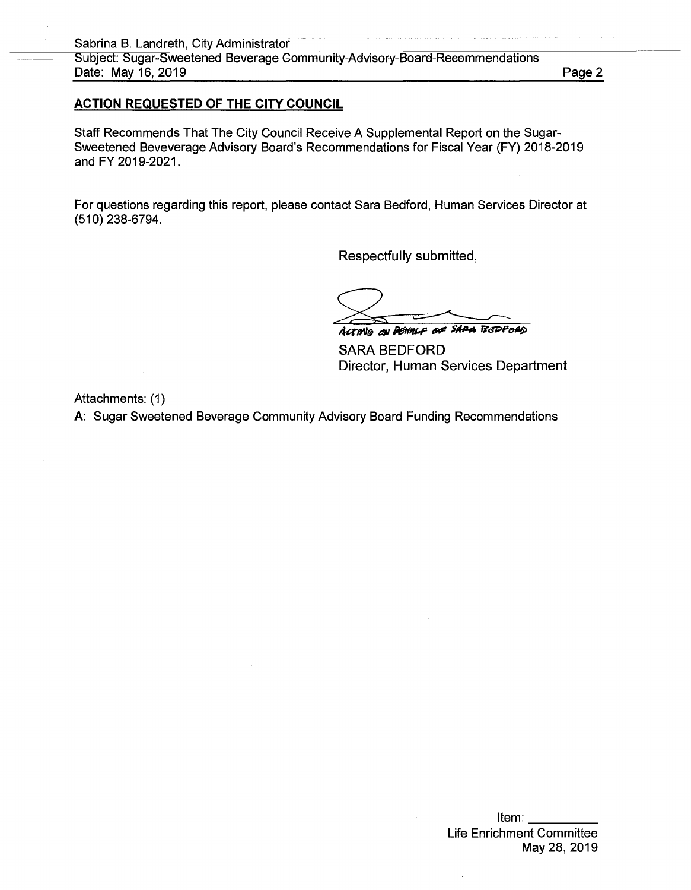## ACTION REQUESTED OF THE CITY COUNCIL

Staff Recommends That The City Council Receive A Supplemental Report on the Sugar-Sweetened Beveverage Advisory Board's Recommendations for Fiscal Year (FY) 2018-2019 and FY 2019-2021.

For questions regarding this report, please contact Sara Bedford, Human Services Director at (510) 238-6794.

Respectfully submitted,

ACTING ON BEHALF OF SARA BEDFORD

SARA BEDFORD
Director, Human Services Department

Attachments: (1)

**A**: Sugar Sweetened Beverage Community Advisory Board Funding Recommendations

Item: ___________
Life Enrichment Committee
May 28, 2019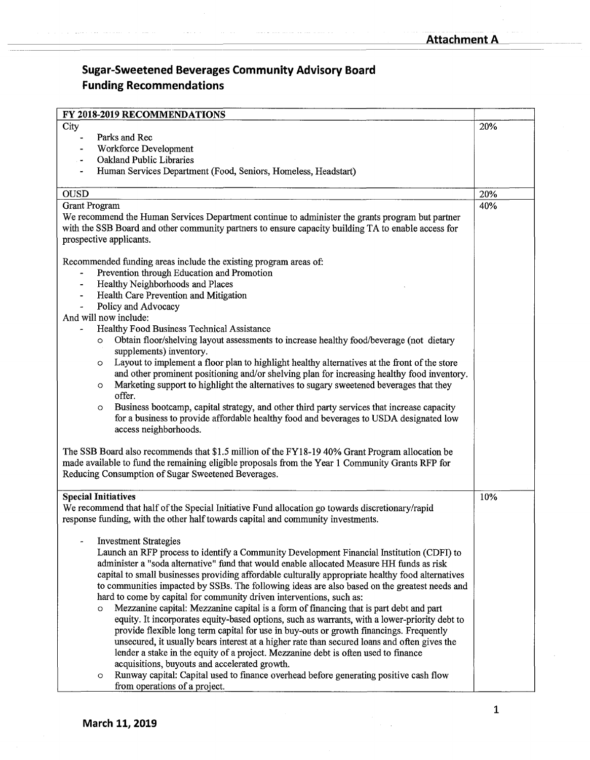**Attachment A**

# Sugar-Sweetened Beverages Community Advisory Board Funding Recommendations

| FY 2018-2019 RECOMMENDATIONS | |
|---|---|
| City<br>- Parks and Rec<br>- Workforce Development<br>- Oakland Public Libraries<br>- Human Services Department (Food, Seniors, Homeless, Headstart) | 20% |
| OUSD | 20% |
| Grant Program<br>We recommend the Human Services Department continue to administer the grants program but partner with the SSB Board and other community partners to ensure capacity building TA to enable access for prospective applicants.<br><br>Recommended funding areas include the existing program areas of:<br>- Prevention through Education and Promotion<br>- Healthy Neighborhoods and Places<br>- Health Care Prevention and Mitigation<br>- Policy and Advocacy<br>And will now include:<br>- Healthy Food Business Technical Assistance<br>&nbsp;&nbsp;o Obtain floor/shelving layout assessments to increase healthy food/beverage (not dietary supplements) inventory.<br>&nbsp;&nbsp;o Layout to implement a floor plan to highlight healthy alternatives at the front of the store and other prominent positioning and/or shelving plan for increasing healthy food inventory.<br>&nbsp;&nbsp;o Marketing support to highlight the alternatives to sugary sweetened beverages that they offer.<br>&nbsp;&nbsp;o Business bootcamp, capital strategy, and other third party services that increase capacity for a business to provide affordable healthy food and beverages to USDA designated low access neighborhoods.<br><br>The SSB Board also recommends that $1.5 million of the FY18-19 40% Grant Program allocation be made available to fund the remaining eligible proposals from the Year 1 Community Grants RFP for Reducing Consumption of Sugar Sweetened Beverages. | 40% |
| **Special Initiatives**<br>We recommend that half of the Special Initiative Fund allocation go towards discretionary/rapid response funding, with the other half towards capital and community investments.<br><br>- Investment Strategies<br>Launch an RFP process to identify a Community Development Financial Institution (CDFI) to administer a "soda alternative" fund that would enable allocated Measure HH funds as risk capital to small businesses providing affordable culturally appropriate healthy food alternatives to communities impacted by SSBs. The following ideas are also based on the greatest needs and hard to come by capital for community driven interventions, such as:<br>&nbsp;&nbsp;o Mezzanine capital: Mezzanine capital is a form of financing that is part debt and part equity. It incorporates equity-based options, such as warrants, with a lower-priority debt to provide flexible long term capital for use in buy-outs or growth financings. Frequently unsecured, it usually bears interest at a higher rate than secured loans and often gives the lender a stake in the equity of a project. Mezzanine debt is often used to finance acquisitions, buyouts and accelerated growth.<br>&nbsp;&nbsp;o Runway capital: Capital used to finance overhead before generating positive cash flow from operations of a project. | 10% |

**March 11, 2019**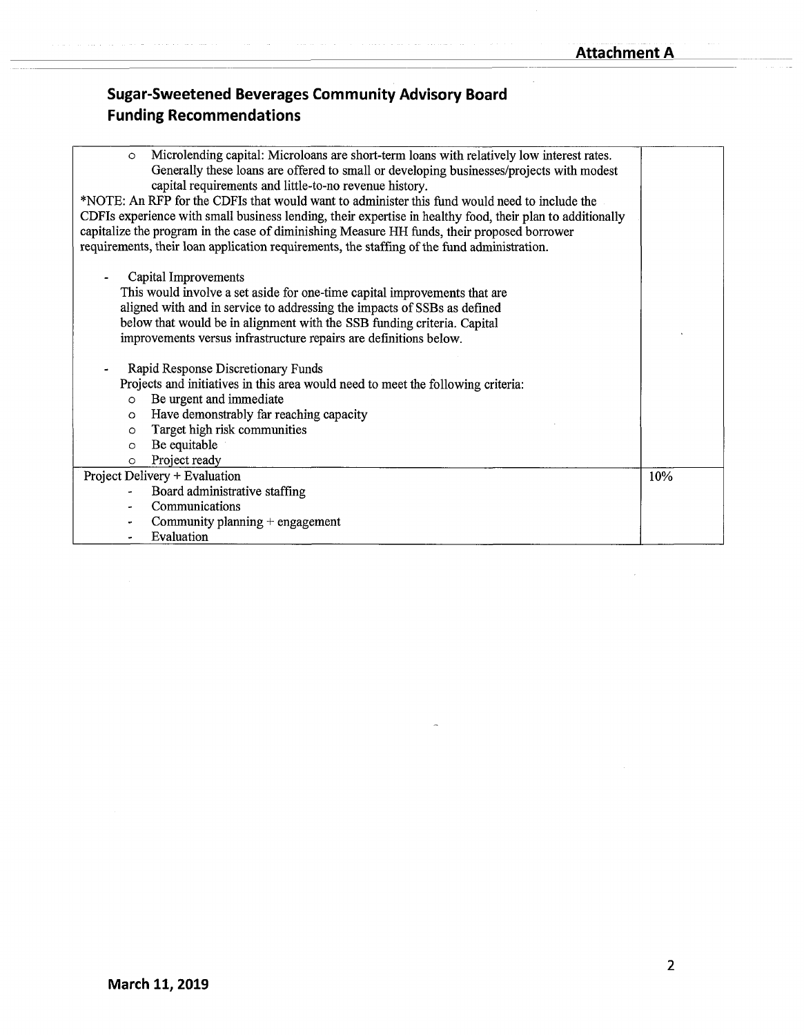**Attachment A**

## Sugar-Sweetened Beverages Community Advisory Board Funding Recommendations

| | |
|---|---|
| ○ Microlending capital: Microloans are short-term loans with relatively low interest rates. Generally these loans are offered to small or developing businesses/projects with modest capital requirements and little-to-no revenue history.<br>*NOTE: An RFP for the CDFIs that would want to administer this fund would need to include the CDFIs experience with small business lending, their expertise in healthy food, their plan to additionally capitalize the program in the case of diminishing Measure HH funds, their proposed borrower requirements, their loan application requirements, the staffing of the fund administration.<br><br>- Capital Improvements<br>This would involve a set aside for one-time capital improvements that are aligned with and in service to addressing the impacts of SSBs as defined below that would be in alignment with the SSB funding criteria. Capital improvements versus infrastructure repairs are definitions below.<br><br>- Rapid Response Discretionary Funds<br>Projects and initiatives in this area would need to meet the following criteria:<br>○ Be urgent and immediate<br>○ Have demonstrably far reaching capacity<br>○ Target high risk communities<br>○ Be equitable<br>○ Project ready | |
| Project Delivery + Evaluation<br>- Board administrative staffing<br>- Communications<br>- Community planning + engagement<br>- Evaluation | 10% |

**March 11, 2019**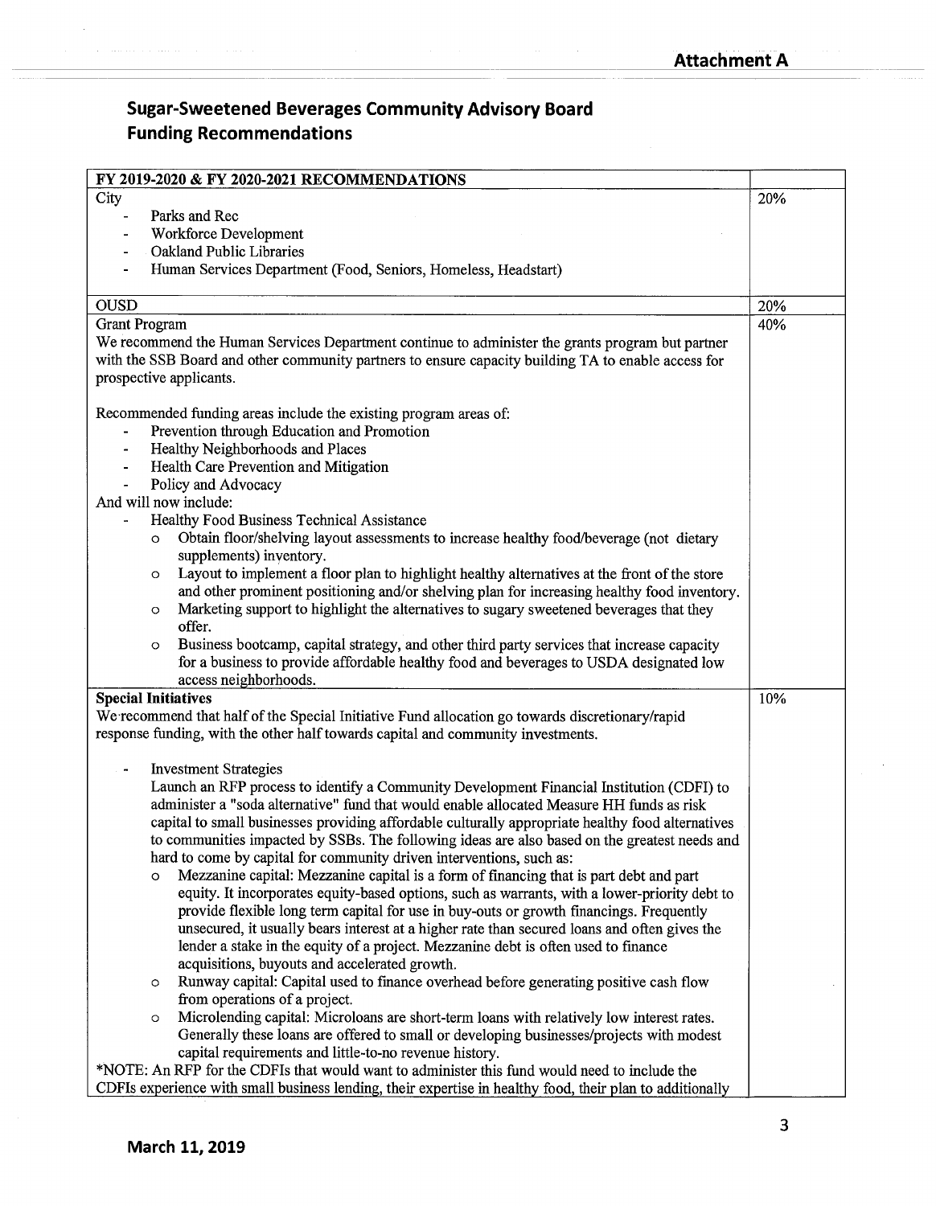Attachment A

## Sugar-Sweetened Beverages Community Advisory Board
## Funding Recommendations

| FY 2019-2020 & FY 2020-2021 RECOMMENDATIONS | |
|---|---|
| City<br>- Parks and Rec<br>- Workforce Development<br>- Oakland Public Libraries<br>- Human Services Department (Food, Seniors, Homeless, Headstart) | 20% |
| OUSD | 20% |
| Grant Program<br>We recommend the Human Services Department continue to administer the grants program but partner with the SSB Board and other community partners to ensure capacity building TA to enable access for prospective applicants.<br><br>Recommended funding areas include the existing program areas of:<br>- Prevention through Education and Promotion<br>- Healthy Neighborhoods and Places<br>- Health Care Prevention and Mitigation<br>- Policy and Advocacy<br>And will now include:<br>- Healthy Food Business Technical Assistance<br>&nbsp;&nbsp;&nbsp;&nbsp;o Obtain floor/shelving layout assessments to increase healthy food/beverage (not dietary supplements) inventory.<br>&nbsp;&nbsp;&nbsp;&nbsp;o Layout to implement a floor plan to highlight healthy alternatives at the front of the store and other prominent positioning and/or shelving plan for increasing healthy food inventory.<br>&nbsp;&nbsp;&nbsp;&nbsp;o Marketing support to highlight the alternatives to sugary sweetened beverages that they offer.<br>&nbsp;&nbsp;&nbsp;&nbsp;o Business bootcamp, capital strategy, and other third party services that increase capacity for a business to provide affordable healthy food and beverages to USDA designated low access neighborhoods. | 40% |
| **Special Initiatives**<br>We recommend that half of the Special Initiative Fund allocation go towards discretionary/rapid response funding, with the other half towards capital and community investments.<br><br>- Investment Strategies<br>Launch an RFP process to identify a Community Development Financial Institution (CDFI) to administer a "soda alternative" fund that would enable allocated Measure HH funds as risk capital to small businesses providing affordable culturally appropriate healthy food alternatives to communities impacted by SSBs. The following ideas are also based on the greatest needs and hard to come by capital for community driven interventions, such as:<br>&nbsp;&nbsp;&nbsp;&nbsp;o Mezzanine capital: Mezzanine capital is a form of financing that is part debt and part equity. It incorporates equity-based options, such as warrants, with a lower-priority debt to provide flexible long term capital for use in buy-outs or growth financings. Frequently unsecured, it usually bears interest at a higher rate than secured loans and often gives the lender a stake in the equity of a project. Mezzanine debt is often used to finance acquisitions, buyouts and accelerated growth.<br>&nbsp;&nbsp;&nbsp;&nbsp;o Runway capital: Capital used to finance overhead before generating positive cash flow from operations of a project.<br>&nbsp;&nbsp;&nbsp;&nbsp;o Microlending capital: Microloans are short-term loans with relatively low interest rates. Generally these loans are offered to small or developing businesses/projects with modest capital requirements and little-to-no revenue history.<br>*NOTE: An RFP for the CDFIs that would want to administer this fund would need to include the CDFIs experience with small business lending, their expertise in healthy food, their plan to additionally | 10% |

March 11, 2019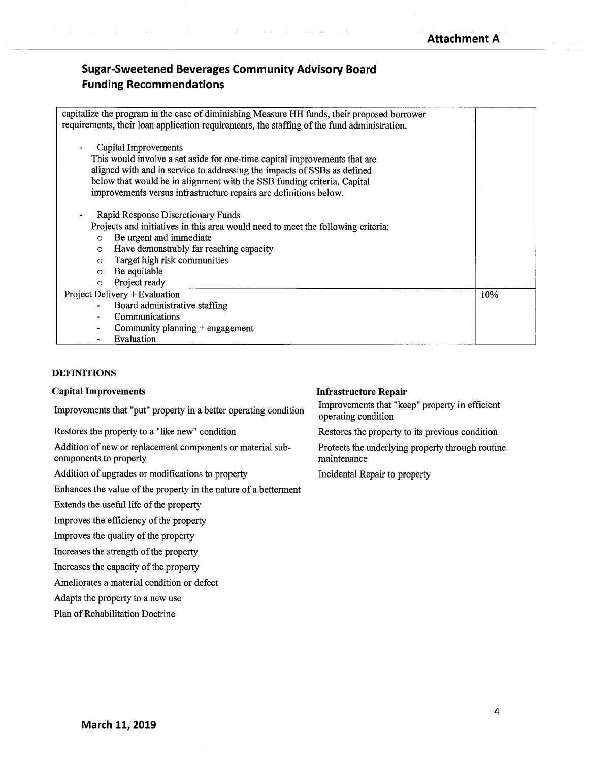## Sugar-Sweetened Beverages Community Advisory Board Funding Recommendations

| | |
|---|---|
| capitalize the program in the case of diminishing Measure HH funds, their proposed borrower requirements, their loan application requirements, the staffing of the fund administration.<br><br>- Capital Improvements<br>This would involve a set aside for one-time capital improvements that are aligned with and in service to addressing the impacts of SSBs as defined below that would be in alignment with the SSB funding criteria. Capital improvements versus infrastructure repairs are definitions below.<br><br>- Rapid Response Discretionary Funds<br>Projects and initiatives in this area would need to meet the following criteria:<br>o Be urgent and immediate<br>o Have demonstrably far reaching capacity<br>o Target high risk communities<br>o Be equitable<br>o Project ready | |
| Project Delivery + Evaluation<br>- Board administrative staffing<br>- Communications<br>- Community planning + engagement<br>- Evaluation | 10% |

**DEFINITIONS**

**Capital Improvements**

Improvements that "put" property in a better operating condition

Restores the property to a "like new" condition

Addition of new or replacement components or material sub-components to property

Addition of upgrades or modifications to property

Enhances the value of the property in the nature of a betterment

Extends the useful life of the property

Improves the efficiency of the property

Improves the quality of the property

Increases the strength of the property

Increases the capacity of the property

Ameliorates a material condition or defect

Adapts the property to a new use

Plan of Rehabilitation Doctrine

**Infrastructure Repair**

Improvements that "keep" property in efficient operating condition

Restores the property to its previous condition

Protects the underlying property through routine maintenance

Incidental Repair to property

**March 11, 2019**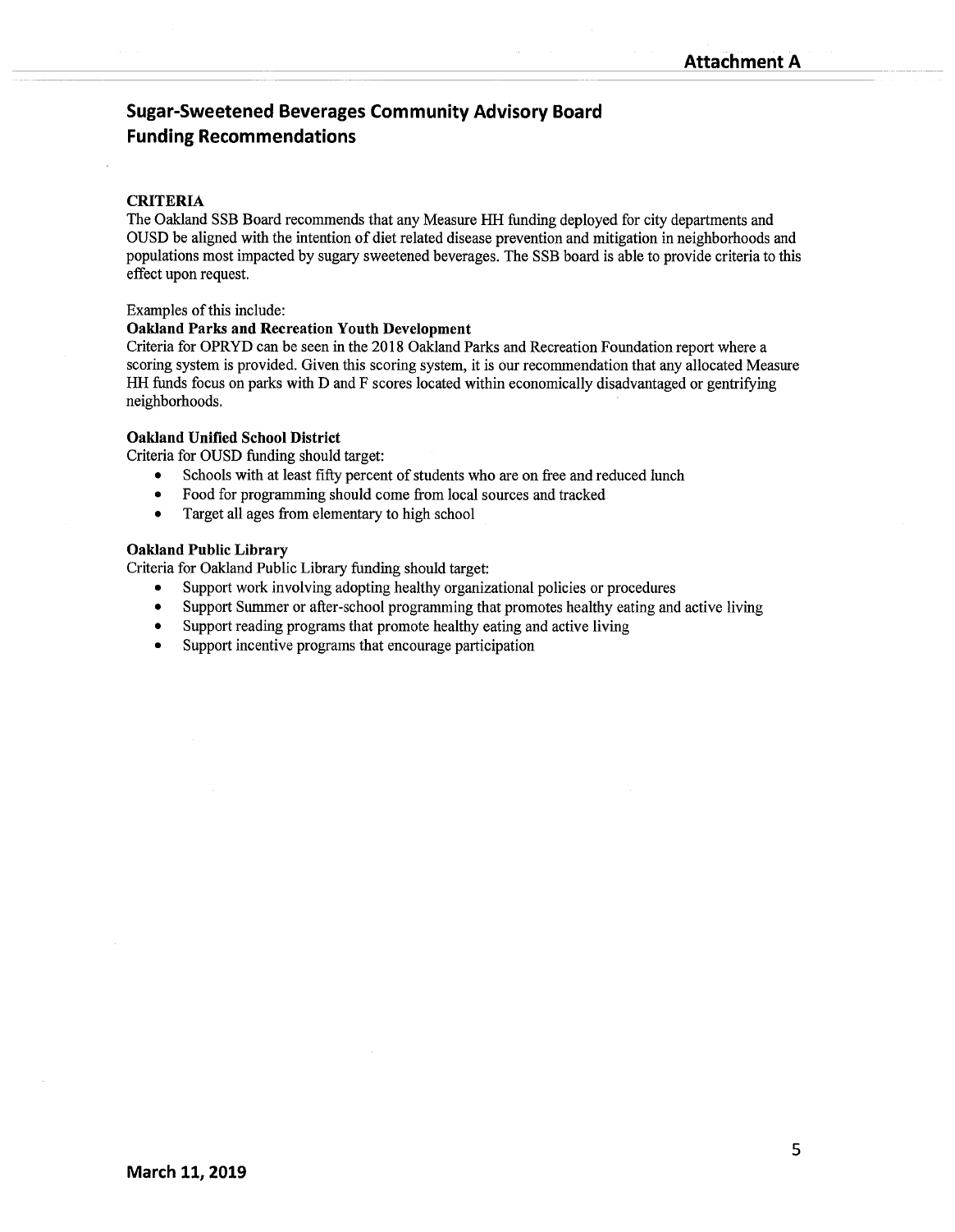**Attachment A**

## Sugar-Sweetened Beverages Community Advisory Board Funding Recommendations

### CRITERIA

The Oakland SSB Board recommends that any Measure HH funding deployed for city departments and OUSD be aligned with the intention of diet related disease prevention and mitigation in neighborhoods and populations most impacted by sugary sweetened beverages. The SSB board is able to provide criteria to this effect upon request.

Examples of this include:

**Oakland Parks and Recreation Youth Development**

Criteria for OPRYD can be seen in the 2018 Oakland Parks and Recreation Foundation report where a scoring system is provided. Given this scoring system, it is our recommendation that any allocated Measure HH funds focus on parks with D and F scores located within economically disadvantaged or gentrifying neighborhoods.

**Oakland Unified School District**

Criteria for OUSD funding should target:

- Schools with at least fifty percent of students who are on free and reduced lunch
- Food for programming should come from local sources and tracked
- Target all ages from elementary to high school

**Oakland Public Library**

Criteria for Oakland Public Library funding should target:

- Support work involving adopting healthy organizational policies or procedures
- Support Summer or after-school programming that promotes healthy eating and active living
- Support reading programs that promote healthy eating and active living
- Support incentive programs that encourage participation

**March 11, 2019**